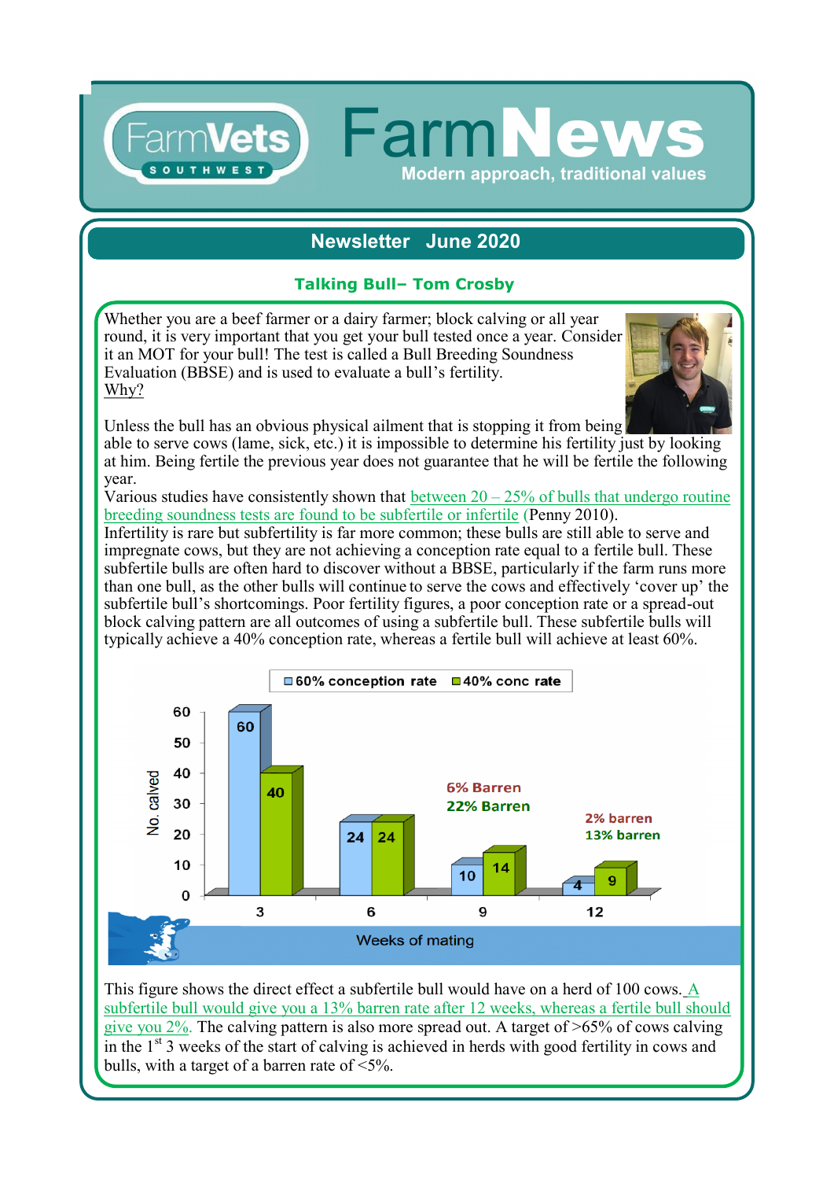# FarmVets SOUTHWEST

# FarmNews

Modern approach, traditional values

## Newsletter June 2020

### Talking Bull– Tom Crosby

Whether you are a beef farmer or a dairy farmer; block calving or all year round, it is very important that you get your bull tested once a year. Consider it an MOT for your bull! The test is called a Bull Breeding Soundness Evaluation (BBSE) and is used to evaluate a bull's fertility.

Why?

Unless the bull has an obvious physical ailment that is stopping it from being able to serve cows (lame, sick, etc.) it is impossible to determine his fertility just by looking at him. Being fertile the previous year does not guarantee that he will be fertile the following year.

Various studies have consistently shown that between 20 – 25% of bulls that undergo routine breeding soundness tests are found to be subfertile or infertile (Penny 2010).

Infertility is rare but subfertility is far more common; these bulls are still able to serve and impregnate cows, but they are not achieving a conception rate equal to a fertile bull. These subfertile bulls are often hard to discover without a BBSE, particularly if the farm runs more than one bull, as the other bulls will continue to serve the cows and effectively 'cover up' the subfertile bull's shortcomings. Poor fertility figures, a poor conception rate or a spread-out block calving pattern are all outcomes of using a subfertile bull. These subfertile bulls will typically achieve a 40% conception rate, whereas a fertile bull will achieve at least 60%.

| Weeks of mating | 60% conception rate (No. calved) | 40% conc rate (No. calved) |
|---|---|---|
| 3 | 60 | 40 |
| 6 | 24 | 24 |
| 9 | 10 | 14 |
| 12 | 4 | 9 |

After 9 weeks: 6% Barren (60% conception rate), 22% Barren (40% conc rate). After 12 weeks: 2% barren (60% conception rate), 13% barren (40% conc rate).

This figure shows the direct effect a subfertile bull would have on a herd of 100 cows. A subfertile bull would give you a 13% barren rate after 12 weeks, whereas a fertile bull should give you 2%. The calving pattern is also more spread out. A target of >65% of cows calving in the 1st 3 weeks of the start of calving is achieved in herds with good fertility in cows and bulls, with a target of a barren rate of <5%.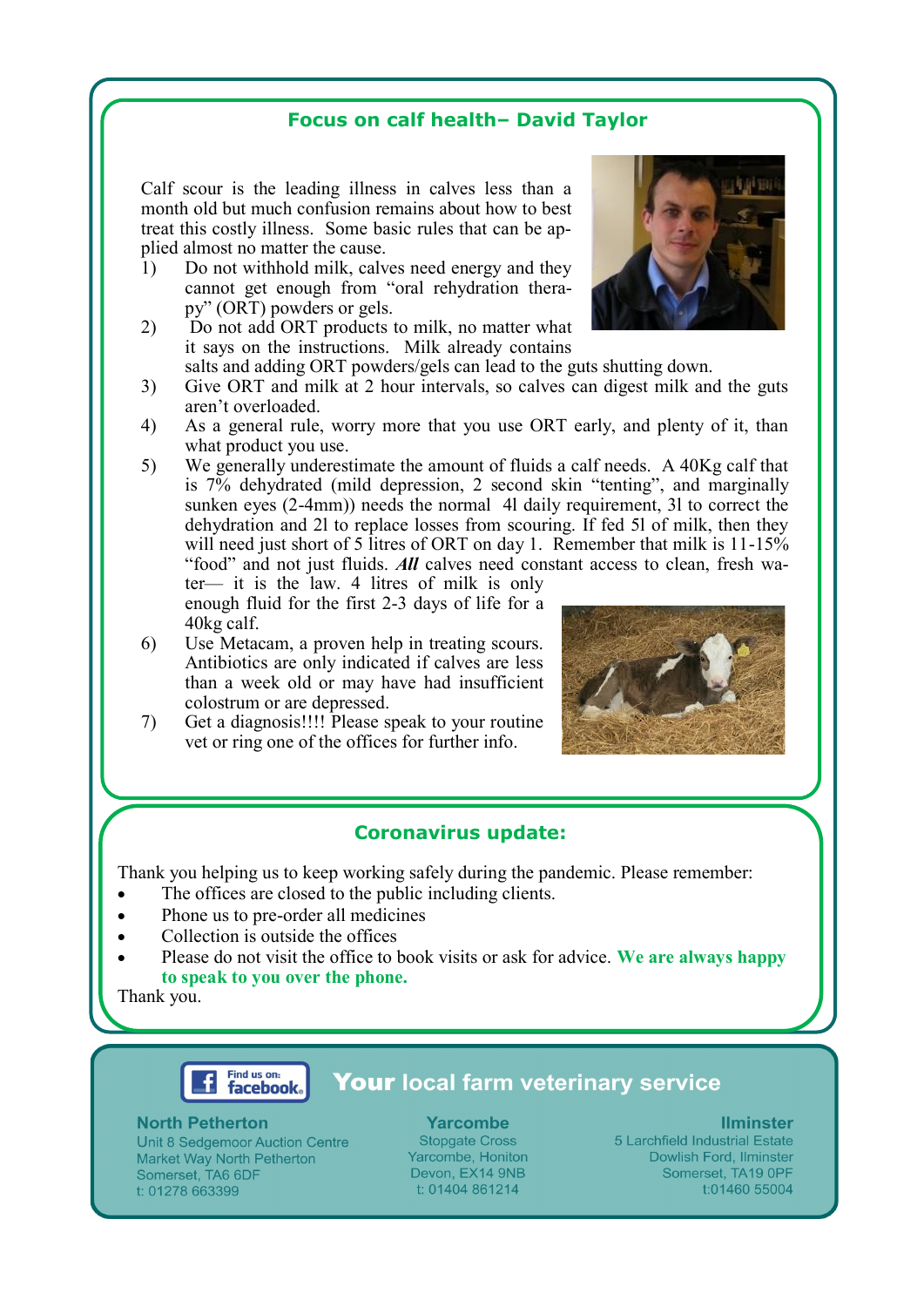## Focus on calf health– David Taylor

Calf scour is the leading illness in calves less than a month old but much confusion remains about how to best treat this costly illness. Some basic rules that can be applied almost no matter the cause.

1) Do not withhold milk, calves need energy and they cannot get enough from "oral rehydration therapy" (ORT) powders or gels.
2) Do not add ORT products to milk, no matter what it says on the instructions. Milk already contains salts and adding ORT powders/gels can lead to the guts shutting down.
3) Give ORT and milk at 2 hour intervals, so calves can digest milk and the guts aren't overloaded.
4) As a general rule, worry more that you use ORT early, and plenty of it, than what product you use.
5) We generally underestimate the amount of fluids a calf needs. A 40Kg calf that is 7% dehydrated (mild depression, 2 second skin "tenting", and marginally sunken eyes (2-4mm)) needs the normal 4l daily requirement, 3l to correct the dehydration and 2l to replace losses from scouring. If fed 5l of milk, then they will need just short of 5 litres of ORT on day 1. Remember that milk is 11-15% "food" and not just fluids. ***All*** calves need constant access to clean, fresh water— it is the law. 4 litres of milk is only enough fluid for the first 2-3 days of life for a 40kg calf.
6) Use Metacam, a proven help in treating scours. Antibiotics are only indicated if calves are less than a week old or may have had insufficient colostrum or are depressed.
7) Get a diagnosis!!!! Please speak to your routine vet or ring one of the offices for further info.

## Coronavirus update:

Thank you helping us to keep working safely during the pandemic. Please remember:

- The offices are closed to the public including clients.
- Phone us to pre-order all medicines
- Collection is outside the offices
- Please do not visit the office to book visits or ask for advice. **We are always happy to speak to you over the phone.**

Thank you.

Find us on: facebook

**Your local farm veterinary service**

**North Petherton**
Unit 8 Sedgemoor Auction Centre
Market Way North Petherton
Somerset, TA6 6DF
t: 01278 663399

**Yarcombe**
Stopgate Cross
Yarcombe, Honiton
Devon, EX14 9NB
t: 01404 861214

**Ilminster**
5 Larchfield Industrial Estate
Dowlish Ford, Ilminster
Somerset, TA19 0PF
t:01460 55004